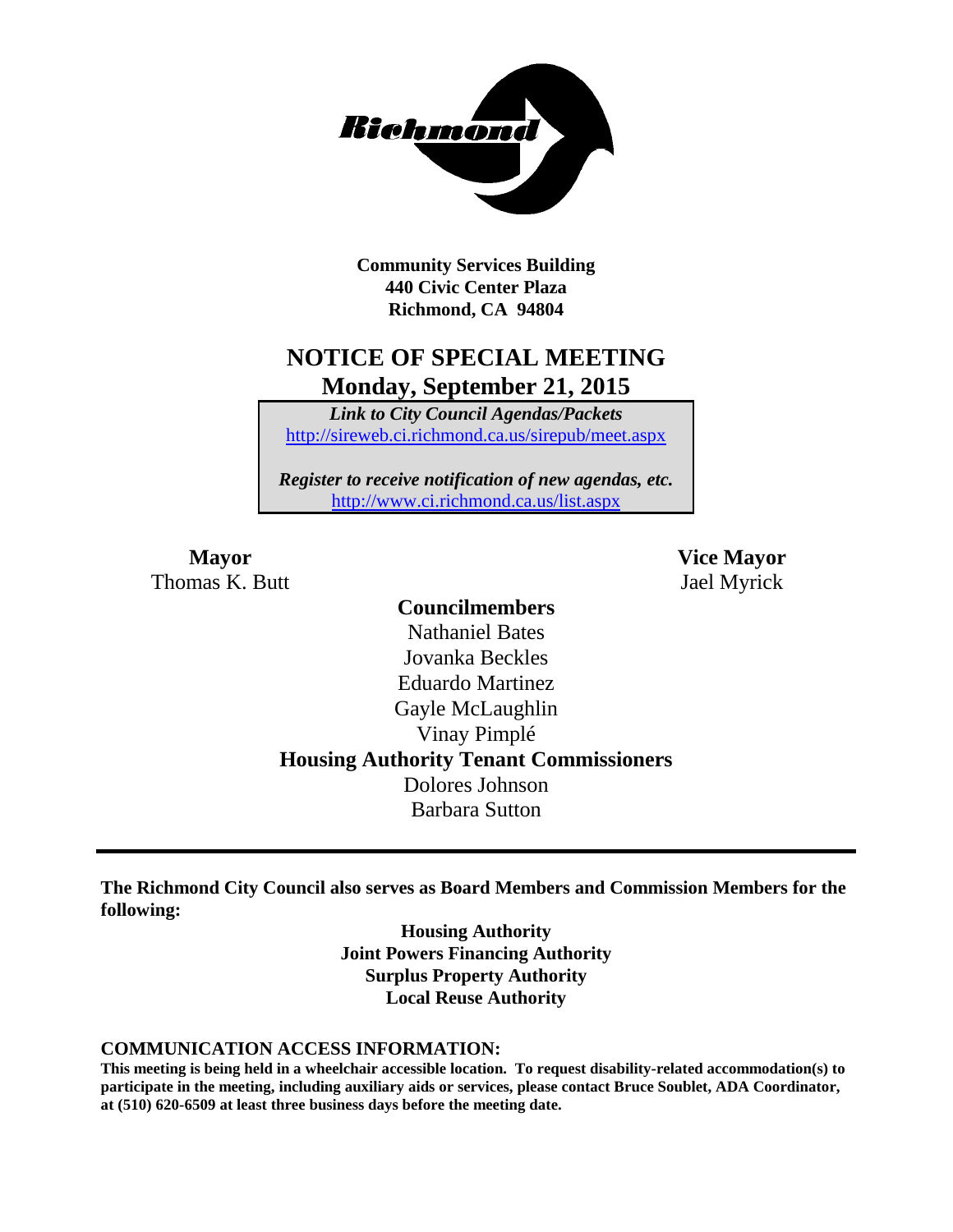**Community Services Building**
**440 Civic Center Plaza**
**Richmond, CA 94804**

# NOTICE OF SPECIAL MEETING
## Monday, September 21, 2015

***Link to City Council Agendas/Packets***
http://sireweb.ci.richmond.ca.us/sirepub/meet.aspx

***Register to receive notification of new agendas, etc.***
http://www.ci.richmond.ca.us/list.aspx

**Mayor**
Thomas K. Butt

**Vice Mayor**
Jael Myrick

**Councilmembers**
Nathaniel Bates
Jovanka Beckles
Eduardo Martinez
Gayle McLaughlin
Vinay Pimplé

**Housing Authority Tenant Commissioners**
Dolores Johnson
Barbara Sutton

---

**The Richmond City Council also serves as Board Members and Commission Members for the following:**

**Housing Authority**
**Joint Powers Financing Authority**
**Surplus Property Authority**
**Local Reuse Authority**

**COMMUNICATION ACCESS INFORMATION:**

**This meeting is being held in a wheelchair accessible location. To request disability-related accommodation(s) to participate in the meeting, including auxiliary aids or services, please contact Bruce Soublet, ADA Coordinator, at (510) 620-6509 at least three business days before the meeting date.**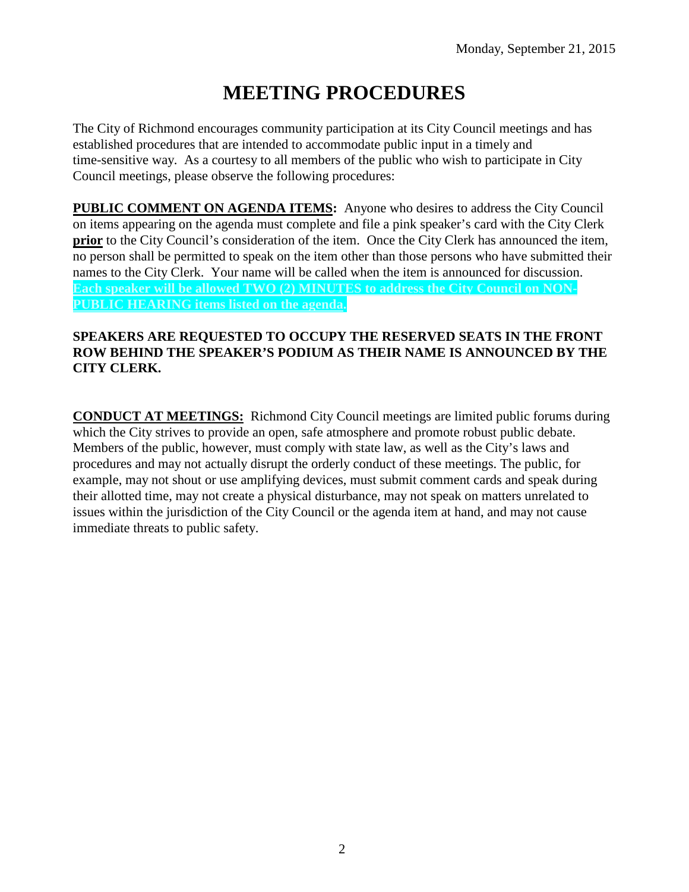Monday, September 21, 2015

# MEETING PROCEDURES

The City of Richmond encourages community participation at its City Council meetings and has established procedures that are intended to accommodate public input in a timely and time-sensitive way. As a courtesy to all members of the public who wish to participate in City Council meetings, please observe the following procedures:

**PUBLIC COMMENT ON AGENDA ITEMS:** Anyone who desires to address the City Council on items appearing on the agenda must complete and file a pink speaker's card with the City Clerk **prior** to the City Council's consideration of the item. Once the City Clerk has announced the item, no person shall be permitted to speak on the item other than those persons who have submitted their names to the City Clerk. Your name will be called when the item is announced for discussion. **Each speaker will be allowed TWO (2) MINUTES to address the City Council on NON-PUBLIC HEARING items listed on the agenda.**

**SPEAKERS ARE REQUESTED TO OCCUPY THE RESERVED SEATS IN THE FRONT ROW BEHIND THE SPEAKER'S PODIUM AS THEIR NAME IS ANNOUNCED BY THE CITY CLERK.**

**CONDUCT AT MEETINGS:** Richmond City Council meetings are limited public forums during which the City strives to provide an open, safe atmosphere and promote robust public debate. Members of the public, however, must comply with state law, as well as the City's laws and procedures and may not actually disrupt the orderly conduct of these meetings. The public, for example, may not shout or use amplifying devices, must submit comment cards and speak during their allotted time, may not create a physical disturbance, may not speak on matters unrelated to issues within the jurisdiction of the City Council or the agenda item at hand, and may not cause immediate threats to public safety.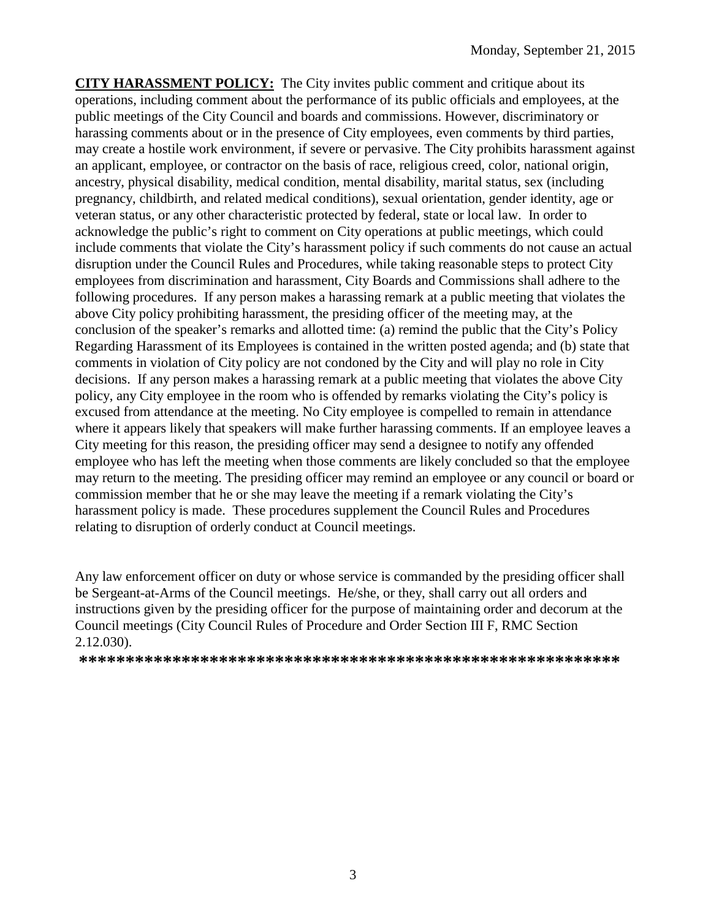Monday, September 21, 2015

**CITY HARASSMENT POLICY:** The City invites public comment and critique about its operations, including comment about the performance of its public officials and employees, at the public meetings of the City Council and boards and commissions. However, discriminatory or harassing comments about or in the presence of City employees, even comments by third parties, may create a hostile work environment, if severe or pervasive. The City prohibits harassment against an applicant, employee, or contractor on the basis of race, religious creed, color, national origin, ancestry, physical disability, medical condition, mental disability, marital status, sex (including pregnancy, childbirth, and related medical conditions), sexual orientation, gender identity, age or veteran status, or any other characteristic protected by federal, state or local law. In order to acknowledge the public's right to comment on City operations at public meetings, which could include comments that violate the City's harassment policy if such comments do not cause an actual disruption under the Council Rules and Procedures, while taking reasonable steps to protect City employees from discrimination and harassment, City Boards and Commissions shall adhere to the following procedures. If any person makes a harassing remark at a public meeting that violates the above City policy prohibiting harassment, the presiding officer of the meeting may, at the conclusion of the speaker's remarks and allotted time: (a) remind the public that the City's Policy Regarding Harassment of its Employees is contained in the written posted agenda; and (b) state that comments in violation of City policy are not condoned by the City and will play no role in City decisions. If any person makes a harassing remark at a public meeting that violates the above City policy, any City employee in the room who is offended by remarks violating the City's policy is excused from attendance at the meeting. No City employee is compelled to remain in attendance where it appears likely that speakers will make further harassing comments. If an employee leaves a City meeting for this reason, the presiding officer may send a designee to notify any offended employee who has left the meeting when those comments are likely concluded so that the employee may return to the meeting. The presiding officer may remind an employee or any council or board or commission member that he or she may leave the meeting if a remark violating the City's harassment policy is made. These procedures supplement the Council Rules and Procedures relating to disruption of orderly conduct at Council meetings.

Any law enforcement officer on duty or whose service is commanded by the presiding officer shall be Sergeant-at-Arms of the Council meetings. He/she, or they, shall carry out all orders and instructions given by the presiding officer for the purpose of maintaining order and decorum at the Council meetings (City Council Rules of Procedure and Order Section III F, RMC Section 2.12.030).

**\*\*\*\*\*\*\*\*\*\*\*\*\*\*\*\*\*\*\*\*\*\*\*\*\*\*\*\*\*\*\*\*\*\*\*\*\*\*\*\*\*\*\*\*\*\*\*\*\*\*\*\*\*\*\*\*\*\*\*\***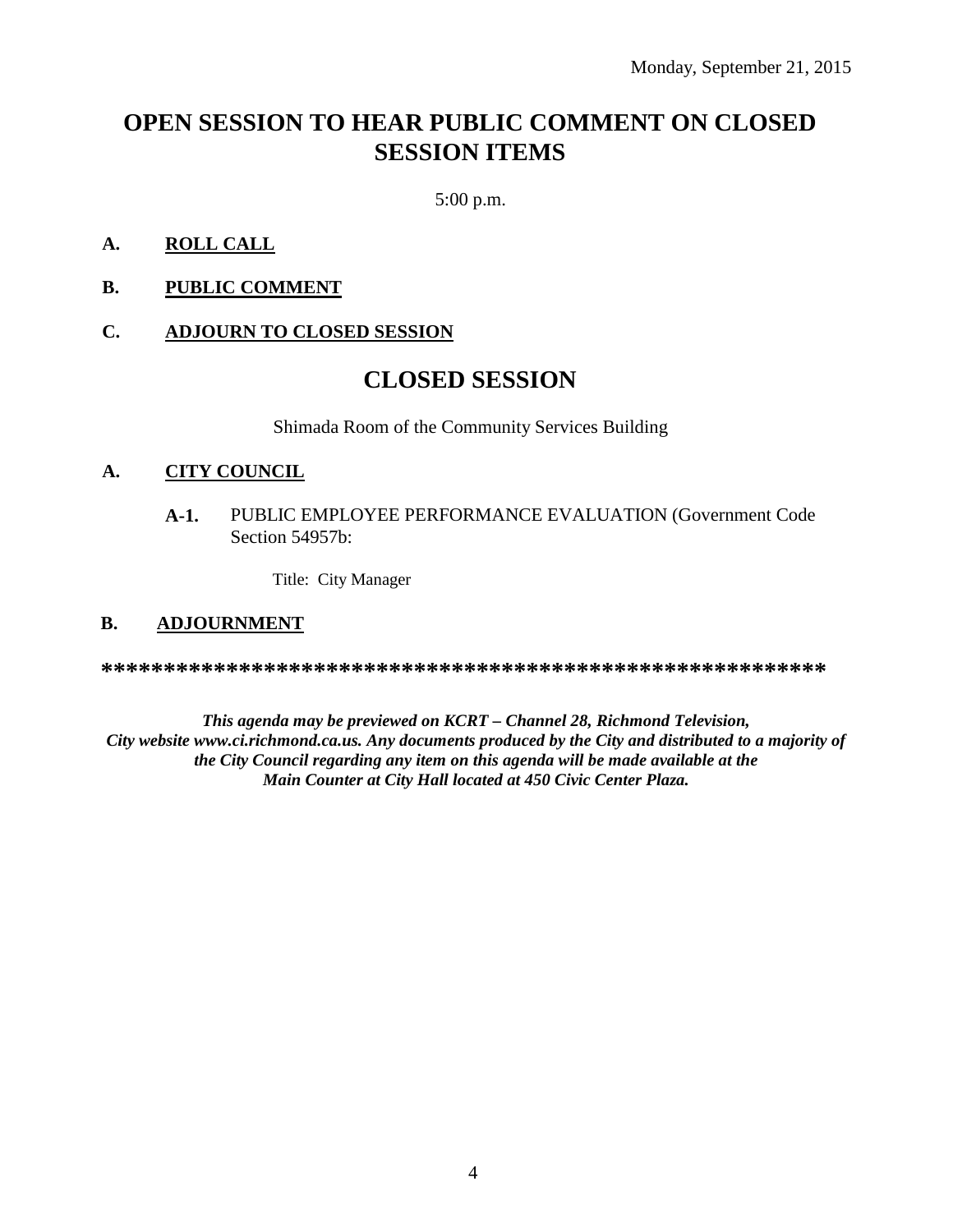Monday, September 21, 2015

# OPEN SESSION TO HEAR PUBLIC COMMENT ON CLOSED SESSION ITEMS

5:00 p.m.

**A. ROLL CALL**

**B. PUBLIC COMMENT**

**C. ADJOURN TO CLOSED SESSION**

# CLOSED SESSION

Shimada Room of the Community Services Building

**A. CITY COUNCIL**

**A-1.** PUBLIC EMPLOYEE PERFORMANCE EVALUATION (Government Code Section 54957b:

Title: City Manager

**B. ADJOURNMENT**

**************************************************************

***This agenda may be previewed on KCRT – Channel 28, Richmond Television, City website www.ci.richmond.ca.us. Any documents produced by the City and distributed to a majority of the City Council regarding any item on this agenda will be made available at the Main Counter at City Hall located at 450 Civic Center Plaza.***